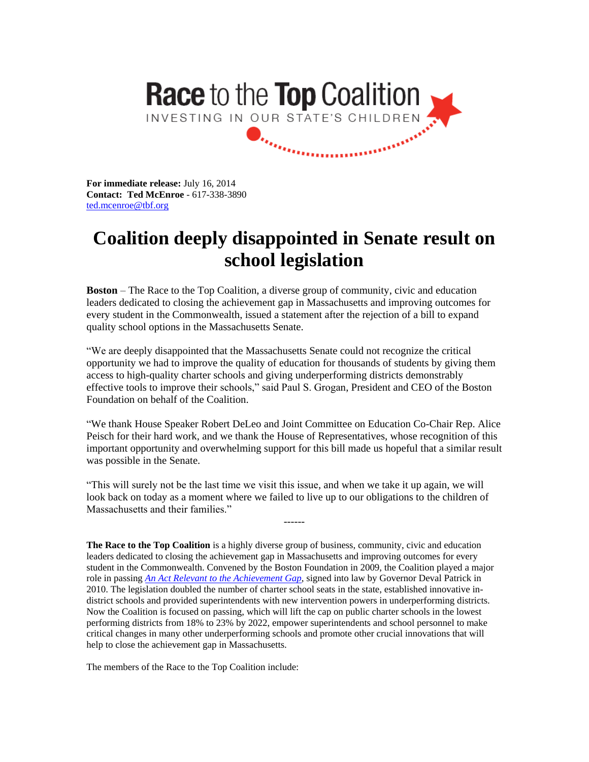**Race to the Top Coalition**

INVESTING IN OUR STATE'S CHILDREN

**For immediate release:** July 16, 2014
**Contact: Ted McEnroe** - 617-338-3890
ted.mcenroe@tbf.org

# Coalition deeply disappointed in Senate result on school legislation

**Boston** – The Race to the Top Coalition, a diverse group of community, civic and education leaders dedicated to closing the achievement gap in Massachusetts and improving outcomes for every student in the Commonwealth, issued a statement after the rejection of a bill to expand quality school options in the Massachusetts Senate.

"We are deeply disappointed that the Massachusetts Senate could not recognize the critical opportunity we had to improve the quality of education for thousands of students by giving them access to high-quality charter schools and giving underperforming districts demonstrably effective tools to improve their schools," said Paul S. Grogan, President and CEO of the Boston Foundation on behalf of the Coalition.

"We thank House Speaker Robert DeLeo and Joint Committee on Education Co-Chair Rep. Alice Peisch for their hard work, and we thank the House of Representatives, whose recognition of this important opportunity and overwhelming support for this bill made us hopeful that a similar result was possible in the Senate.

"This will surely not be the last time we visit this issue, and when we take it up again, we will look back on today as a moment where we failed to live up to our obligations to the children of Massachusetts and their families."

------

**The Race to the Top Coalition** is a highly diverse group of business, community, civic and education leaders dedicated to closing the achievement gap in Massachusetts and improving outcomes for every student in the Commonwealth. Convened by the Boston Foundation in 2009, the Coalition played a major role in passing *An Act Relevant to the Achievement Gap*, signed into law by Governor Deval Patrick in 2010. The legislation doubled the number of charter school seats in the state, established innovative in-district schools and provided superintendents with new intervention powers in underperforming districts. Now the Coalition is focused on passing, which will lift the cap on public charter schools in the lowest performing districts from 18% to 23% by 2022, empower superintendents and school personnel to make critical changes in many other underperforming schools and promote other crucial innovations that will help to close the achievement gap in Massachusetts.

The members of the Race to the Top Coalition include: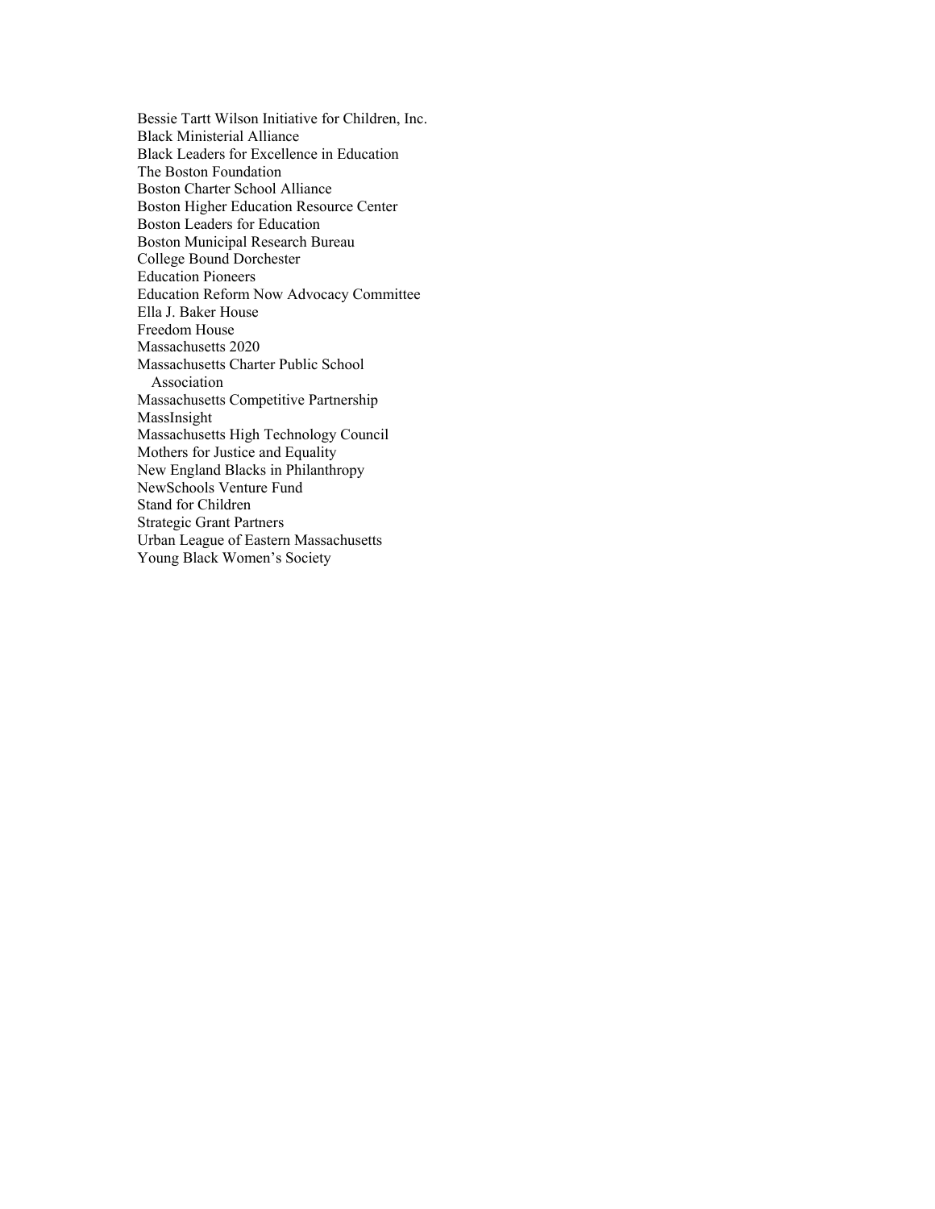Bessie Tartt Wilson Initiative for Children, Inc.
Black Ministerial Alliance
Black Leaders for Excellence in Education
The Boston Foundation
Boston Charter School Alliance
Boston Higher Education Resource Center
Boston Leaders for Education
Boston Municipal Research Bureau
College Bound Dorchester
Education Pioneers
Education Reform Now Advocacy Committee
Ella J. Baker House
Freedom House
Massachusetts 2020
Massachusetts Charter Public School
Association
Massachusetts Competitive Partnership
MassInsight
Massachusetts High Technology Council
Mothers for Justice and Equality
New England Blacks in Philanthropy
NewSchools Venture Fund
Stand for Children
Strategic Grant Partners
Urban League of Eastern Massachusetts
Young Black Women's Society